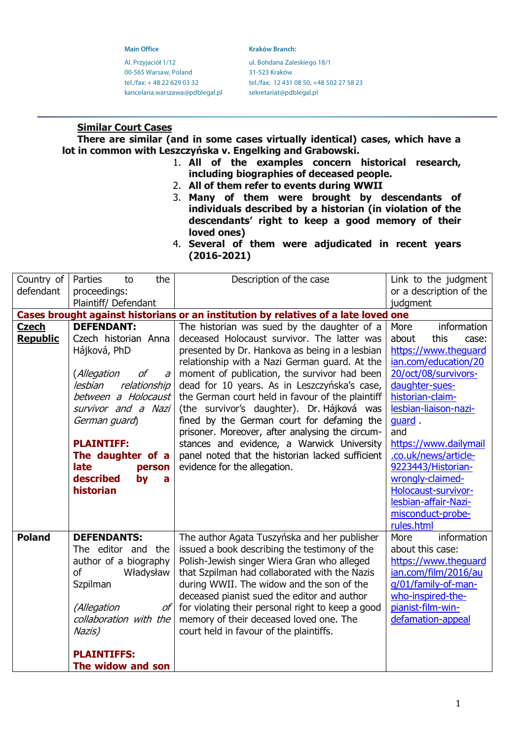**Main Office**

Al. Przyjaciół 1/12
00-565 Warsaw, Poland
tel./fax: + 48 22 629 03 32
kancelaria.warszawa@pdblegal.pl

**Kraków Branch:**

ul. Bohdana Zaleskiego 18/1
31-523 Kraków
tel./fax: 12 431 08 50, +48 502 27 58 23
sekretariat@pdblegal.pl

---

**Similar Court Cases**

**There are similar (and in some cases virtually identical) cases, which have a lot in common with Leszczyńska v. Engelking and Grabowski.**

1. **All of the examples concern historical research, including biographies of deceased people.**
2. **All of them refer to events during WWII**
3. **Many of them were brought by descendants of individuals described by a historian (in violation of the descendants' right to keep a good memory of their loved ones)**
4. **Several of them were adjudicated in recent years (2016-2021)**

| Country of defendant | Parties to the proceedings: Plaintiff/ Defendant | Description of the case | Link to the judgment or a description of the judgment |
|---|---|---|---|
| **Cases brought against historians or an institution by relatives of a late loved one** | | | |
| **Czech Republic** | **DEFENDANT:** Czech historian Anna Hájková, PhD<br><br>(*Allegation of a lesbian relationship between a Holocaust survivor and a Nazi German guard*)<br><br>**PLAINTIFF: The daughter of a late person described by a historian** | The historian was sued by the daughter of a deceased Holocaust survivor. The latter was presented by Dr. Hankova as being in a lesbian relationship with a Nazi German guard. At the moment of publication, the survivor had been dead for 10 years. As in Leszczyńska's case, the German court held in favour of the plaintiff (the survivor's daughter). Dr. Hájková was fined by the German court for defaming the prisoner. Moreover, after analysing the circumstances and evidence, a Warwick University panel noted that the historian lacked sufficient evidence for the allegation. | More information about this case: https://www.theguardian.com/education/2020/oct/08/survivors-daughter-sues-historian-claim-lesbian-liaison-nazi-guard .<br>and<br>https://www.dailymail.co.uk/news/article-9223443/Historian-wrongly-claimed-Holocaust-survivor-lesbian-affair-Nazi-misconduct-probe-rules.html |
| **Poland** | **DEFENDANTS:** The editor and the author of a biography of Władysław Szpilman<br><br>*(Allegation of collaboration with the Nazis)*<br><br>**PLAINTIFFS: The widow and son** | The author Agata Tuszyńska and her publisher issued a book describing the testimony of the Polish-Jewish singer Wiera Gran who alleged that Szpilman had collaborated with the Nazis during WWII. The widow and the son of the deceased pianist sued the editor and author for violating their personal right to keep a good memory of their deceased loved one. The court held in favour of the plaintiffs. | More information about this case: https://www.theguardian.com/film/2016/aug/01/family-of-man-who-inspired-the-pianist-film-win-defamation-appeal |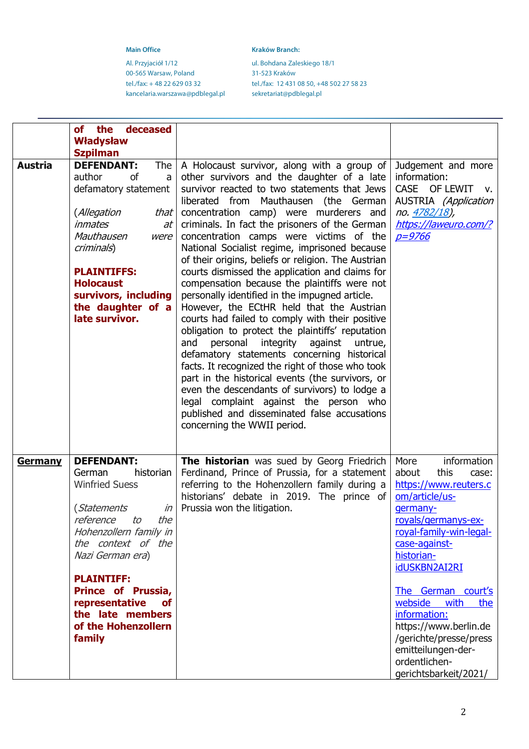| | | | |
|---|---|---|---|
| | **of the deceased Władysław Szpilman** | | |
| **Austria** | **DEFENDANT:** The author of a defamatory statement<br><br>(*Allegation that inmates at Mauthausen were criminals*)<br><br>**PLAINTIFFS: Holocaust survivors, including the daughter of a late survivor.** | A Holocaust survivor, along with a group of other survivors and the daughter of a late survivor reacted to two statements that Jews liberated from Mauthausen (the German concentration camp) were murderers and criminals. In fact the prisoners of the German concentration camps were victims of the National Socialist regime, imprisoned because of their origins, beliefs or religion. The Austrian courts dismissed the application and claims for compensation because the plaintiffs were not personally identified in the impugned article. However, the ECtHR held that the Austrian courts had failed to comply with their positive obligation to protect the plaintiffs' reputation and personal integrity against untrue, defamatory statements concerning historical facts. It recognized the right of those who took part in the historical events (the survivors, or even the descendants of survivors) to lodge a legal complaint against the person who published and disseminated false accusations concerning the WWII period. | Judgement and more information:<br>CASE OF LEWIT v. AUSTRIA *(Application no. 4782/18)*, *https://laweuro.com/?p=9766* |
| **Germany** | **DEFENDANT:** German historian Winfried Suess<br><br>(*Statements in reference to the Hohenzollern family in the context of the Nazi German era*)<br><br>**PLAINTIFF: Prince of Prussia, representative of the late members of the Hohenzollern family** | **The historian** was sued by Georg Friedrich Ferdinand, Prince of Prussia, for a statement referring to the Hohenzollern family during a historians' debate in 2019. The prince of Prussia won the litigation. | More information about this case: https://www.reuters.com/article/us-germany-royals/germanys-ex-royal-family-win-legal-case-against-historian-idUSKBN2AI2RI<br><br>The German court's webside with the information:<br>https://www.berlin.de/gerichte/presse/pressemitteilungen-der-ordentlichen-gerichtsbarkeit/2021/ |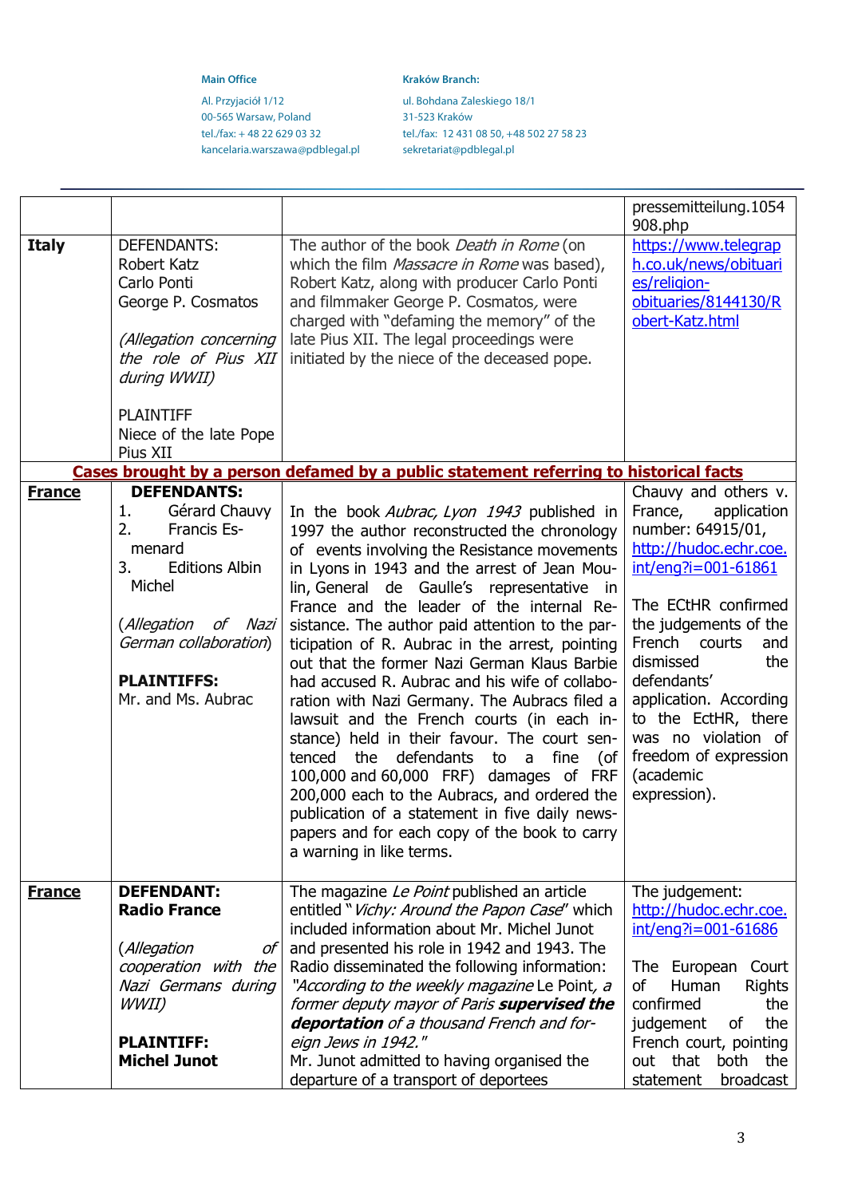| | | | |
|---|---|---|---|
| | | | pressemitteilung.1054908.php |
| **Italy** | DEFENDANTS:<br>Robert Katz<br>Carlo Ponti<br>George P. Cosmatos<br><br>*(Allegation concerning the role of Pius XII during WWII)*<br><br>PLAINTIFF<br>Niece of the late Pope Pius XII | The author of the book *Death in Rome* (on which the film *Massacre in Rome* was based), Robert Katz, along with producer Carlo Ponti and filmmaker George P. Cosmatos, were charged with "defaming the memory" of the late Pius XII. The legal proceedings were initiated by the niece of the deceased pope. | https://www.telegraph.co.uk/news/obituaries/religion-obituaries/8144130/Robert-Katz.html |
| **Cases brought by a person defamed by a public statement referring to historical facts** | | | |
| **France** | **DEFENDANTS:**<br>1. Gérard Chauvy<br>2. Francis Esmenard<br>3. Editions Albin Michel<br><br>(*Allegation of Nazi German collaboration*)<br><br>**PLAINTIFFS:**<br>Mr. and Ms. Aubrac | In the book *Aubrac, Lyon 1943* published in 1997 the author reconstructed the chronology of events involving the Resistance movements in Lyons in 1943 and the arrest of Jean Moulin, General de Gaulle's representative in France and the leader of the internal Resistance. The author paid attention to the participation of R. Aubrac in the arrest, pointing out that the former Nazi German Klaus Barbie had accused R. Aubrac and his wife of collaboration with Nazi Germany. The Aubracs filed a lawsuit and the French courts (in each instance) held in their favour. The court sentenced the defendants to a fine (of 100,000 and 60,000 FRF) damages of FRF 200,000 each to the Aubracs, and ordered the publication of a statement in five daily newspapers and for each copy of the book to carry a warning in like terms. | Chauvy and others v. France, application number: 64915/01, http://hudoc.echr.coe.int/eng?i=001-61861<br><br>The ECtHR confirmed the judgements of the French courts and dismissed the defendants' application. According to the EctHR, there was no violation of freedom of expression (academic expression). |
| **France** | **DEFENDANT:**<br>**Radio France**<br><br>(*Allegation of cooperation with the Nazi Germans during WWII)*<br><br>**PLAINTIFF:**<br>**Michel Junot** | The magazine *Le Point* published an article entitled "*Vichy: Around the Papon Case*" which included information about Mr. Michel Junot and presented his role in 1942 and 1943. The Radio disseminated the following information: *"According to the weekly magazine* Le Point*, a former deputy mayor of Paris **supervised the deportation** of a thousand French and foreign Jews in 1942."*<br>Mr. Junot admitted to having organised the departure of a transport of deportees | The judgement: http://hudoc.echr.coe.int/eng?i=001-61686<br><br>The European Court of Human Rights confirmed the judgement of the French court, pointing out that both the statement broadcast |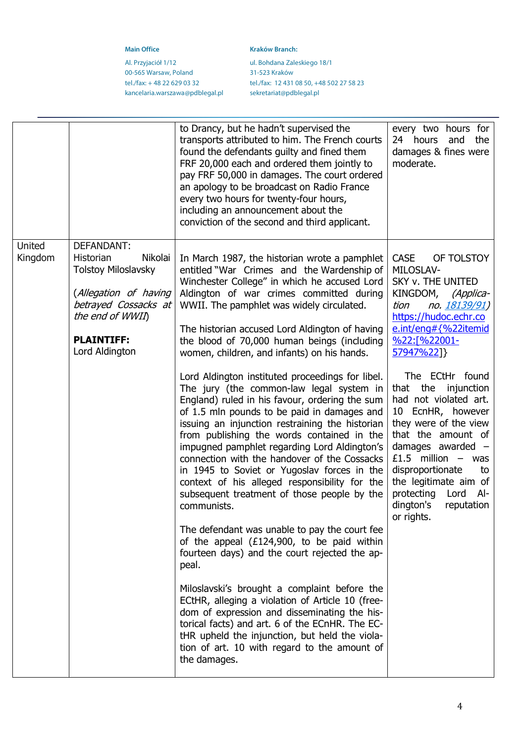| | | | |
|---|---|---|---|
| | | to Drancy, but he hadn't supervised the transports attributed to him. The French courts found the defendants guilty and fined them FRF 20,000 each and ordered them jointly to pay FRF 50,000 in damages. The court ordered an apology to be broadcast on Radio France every two hours for twenty-four hours, including an announcement about the conviction of the second and third applicant. | every two hours for 24 hours and the damages & fines were moderate. |
| United Kingdom | DEFENDANT:<br>Historian Nikolai Tolstoy Miloslavsky<br><br>(*Allegation of having betrayed Cossacks at the end of WWII*)<br><br>**PLAINTIFF:**<br>Lord Aldington | In March 1987, the historian wrote a pamphlet entitled "War Crimes and the Wardenship of Winchester College" in which he accused Lord Aldington of war crimes committed during WWII. The pamphlet was widely circulated.<br><br>The historian accused Lord Aldington of having the blood of 70,000 human beings (including women, children, and infants) on his hands.<br><br>Lord Aldington instituted proceedings for libel. The jury (the common-law legal system in England) ruled in his favour, ordering the sum of 1.5 mln pounds to be paid in damages and issuing an injunction restraining the historian from publishing the words contained in the impugned pamphlet regarding Lord Aldington's connection with the handover of the Cossacks in 1945 to Soviet or Yugoslav forces in the context of his alleged responsibility for the subsequent treatment of those people by the communists.<br><br>The defendant was unable to pay the court fee of the appeal (£124,900, to be paid within fourteen days) and the court rejected the appeal.<br><br>Miloslavski's brought a complaint before the ECtHR, alleging a violation of Article 10 (freedom of expression and disseminating the historical facts) and art. 6 of the ECnHR. The ECtHR upheld the injunction, but held the violation of art. 10 with regard to the amount of the damages. | CASE OF TOLSTOY MILOSLAVSKY v. THE UNITED KINGDOM, (*Application no. 18139/91*) https://hudoc.echr.coe.int/eng#{%22itemid%22:[%22001-57947%22]}<br><br>The ECtHR found that the injunction had not violated art. 10 EcnHR, however they were of the view that the amount of damages awarded – £1.5 million – was disproportionate to the legitimate aim of protecting Lord Aldington's reputation or rights. |